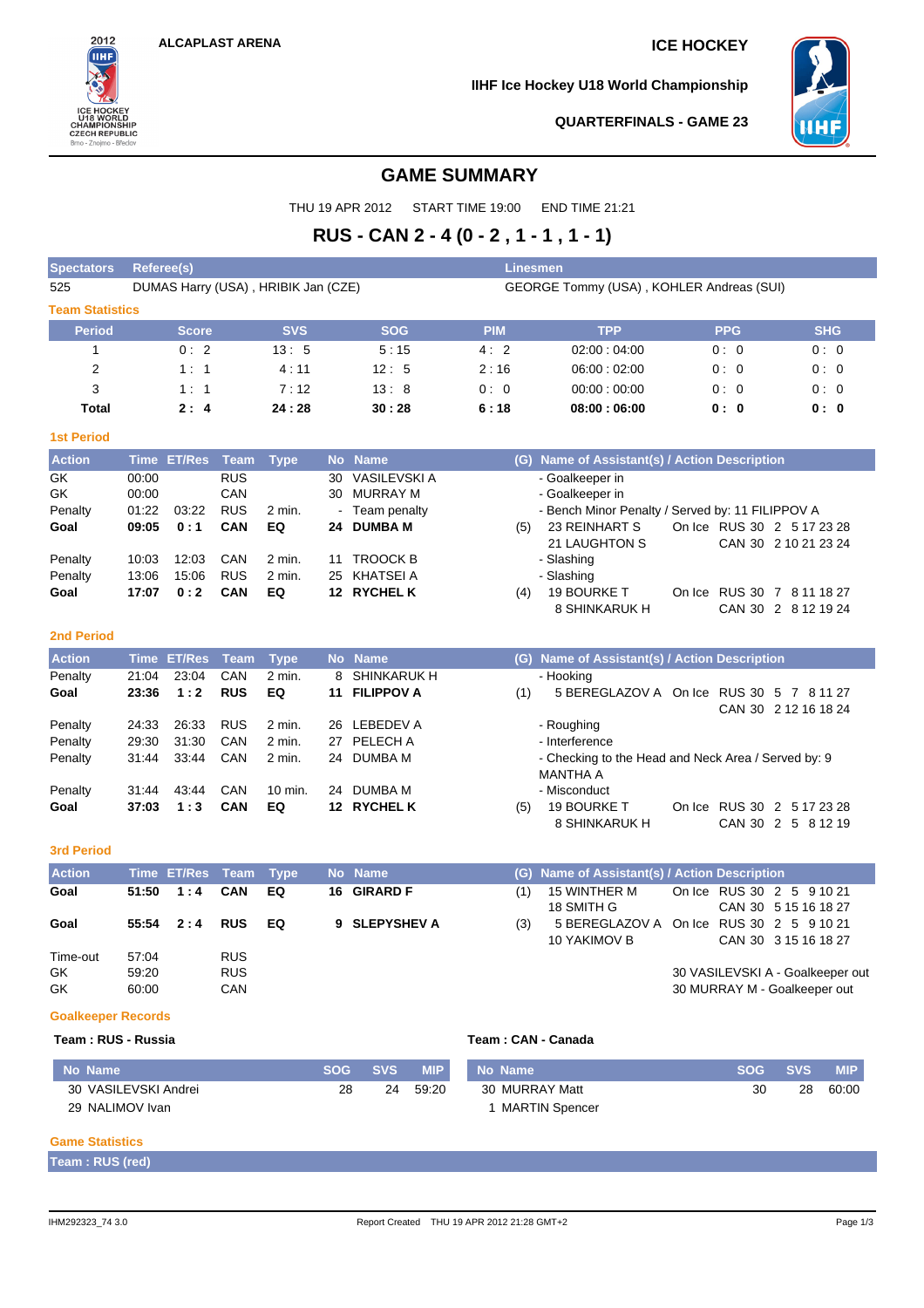ALCAPLAST ARENA

ICE HOCKEY

IIHF Ice Hockey U18 World Championship

QUARTERFINALS - GAME 23

# GAME SUMMARY

THU 19 APR 2012 START TIME 19:00 END TIME 21:21

## RUS - CAN 2 - 4 (0 - 2 , 1 - 1 , 1 - 1)

| Spectators | Referee(s) | Linesmen |
|---|---|---|
| 525 | DUMAS Harry (USA) , HRIBIK Jan (CZE) | GEORGE Tommy (USA) , KOHLER Andreas (SUI) |

### Team Statistics

| Period | Score | SVS | SOG | PIM | TPP | PPG | SHG |
|---|---|---|---|---|---|---|---|
| 1 | 0 : 2 | 13 : 5 | 5 : 15 | 4 : 2 | 02:00 : 04:00 | 0 : 0 | 0 : 0 |
| 2 | 1 : 1 | 4 : 11 | 12 : 5 | 2 : 16 | 06:00 : 02:00 | 0 : 0 | 0 : 0 |
| 3 | 1 : 1 | 7 : 12 | 13 : 8 | 0 : 0 | 00:00 : 00:00 | 0 : 0 | 0 : 0 |
| **Total** | **2 : 4** | **24 : 28** | **30 : 28** | **6 : 18** | **08:00 : 06:00** | **0 : 0** | **0 : 0** |

### 1st Period

| Action | Time | ET/Res | Team | Type | No | Name | (G) | Name of Assistant(s) / Action Description |
|---|---|---|---|---|---|---|---|---|
| GK | 00:00 | | RUS | | 30 | VASILEVSKI A | | - Goalkeeper in |
| GK | 00:00 | | CAN | | 30 | MURRAY M | | - Goalkeeper in |
| Penalty | 01:22 | 03:22 | RUS | 2 min. | - | Team penalty | | - Bench Minor Penalty / Served by: 11 FILIPPOV A |
| **Goal** | **09:05** | **0 : 1** | **CAN** | **EQ** | **24** | **DUMBA M** | (5) | 23 REINHART S, 21 LAUGHTON S — On Ice RUS 30 2 5 17 23 28; CAN 30 2 10 21 23 24 |
| Penalty | 10:03 | 12:03 | CAN | 2 min. | 11 | TROOCK B | | - Slashing |
| Penalty | 13:06 | 15:06 | RUS | 2 min. | 25 | KHATSEI A | | - Slashing |
| **Goal** | **17:07** | **0 : 2** | **CAN** | **EQ** | **12** | **RYCHEL K** | (4) | 19 BOURKE T, 8 SHINKARUK H — On Ice RUS 30 7 8 11 18 27; CAN 30 2 8 12 19 24 |

### 2nd Period

| Action | Time | ET/Res | Team | Type | No | Name | (G) | Name of Assistant(s) / Action Description |
|---|---|---|---|---|---|---|---|---|
| Penalty | 21:04 | 23:04 | CAN | 2 min. | 8 | SHINKARUK H | | - Hooking |
| **Goal** | **23:36** | **1 : 2** | **RUS** | **EQ** | **11** | **FILIPPOV A** | (1) | 5 BEREGLAZOV A — On Ice RUS 30 5 7 8 11 27; CAN 30 2 12 16 18 24 |
| Penalty | 24:33 | 26:33 | RUS | 2 min. | 26 | LEBEDEV A | | - Roughing |
| Penalty | 29:30 | 31:30 | CAN | 2 min. | 27 | PELECH A | | - Interference |
| Penalty | 31:44 | 33:44 | CAN | 2 min. | 24 | DUMBA M | | - Checking to the Head and Neck Area / Served by: 9 MANTHA A |
| Penalty | 31:44 | 43:44 | CAN | 10 min. | 24 | DUMBA M | | - Misconduct |
| **Goal** | **37:03** | **1 : 3** | **CAN** | **EQ** | **12** | **RYCHEL K** | (5) | 19 BOURKE T, 8 SHINKARUK H — On Ice RUS 30 2 5 17 23 28; CAN 30 2 5 8 12 19 |

### 3rd Period

| Action | Time | ET/Res | Team | Type | No | Name | (G) | Name of Assistant(s) / Action Description |
|---|---|---|---|---|---|---|---|---|
| **Goal** | **51:50** | **1 : 4** | **CAN** | **EQ** | **16** | **GIRARD F** | (1) | 15 WINTHER M, 18 SMITH G — On Ice RUS 30 2 5 9 10 21; CAN 30 5 15 16 18 27 |
| **Goal** | **55:54** | **2 : 4** | **RUS** | **EQ** | **9** | **SLEPYSHEV A** | (3) | 5 BEREGLAZOV A, 10 YAKIMOV B — On Ice RUS 30 2 5 9 10 21; CAN 30 3 15 16 18 27 |
| Time-out | 57:04 | | RUS | | | | | |
| GK | 59:20 | | RUS | | | | | 30 VASILEVSKI A - Goalkeeper out |
| GK | 60:00 | | CAN | | | | | 30 MURRAY M - Goalkeeper out |

### Goalkeeper Records

**Team : RUS - Russia**

| No | Name | SOG | SVS | MIP |
|---|---|---|---|---|
| 30 | VASILEVSKI Andrei | 28 | 24 | 59:20 |
| 29 | NALIMOV Ivan | | | |

**Team : CAN - Canada**

| No | Name | SOG | SVS | MIP |
|---|---|---|---|---|
| 30 | MURRAY Matt | 30 | 28 | 60:00 |
| 1 | MARTIN Spencer | | | |

### Game Statistics

**Team : RUS (red)**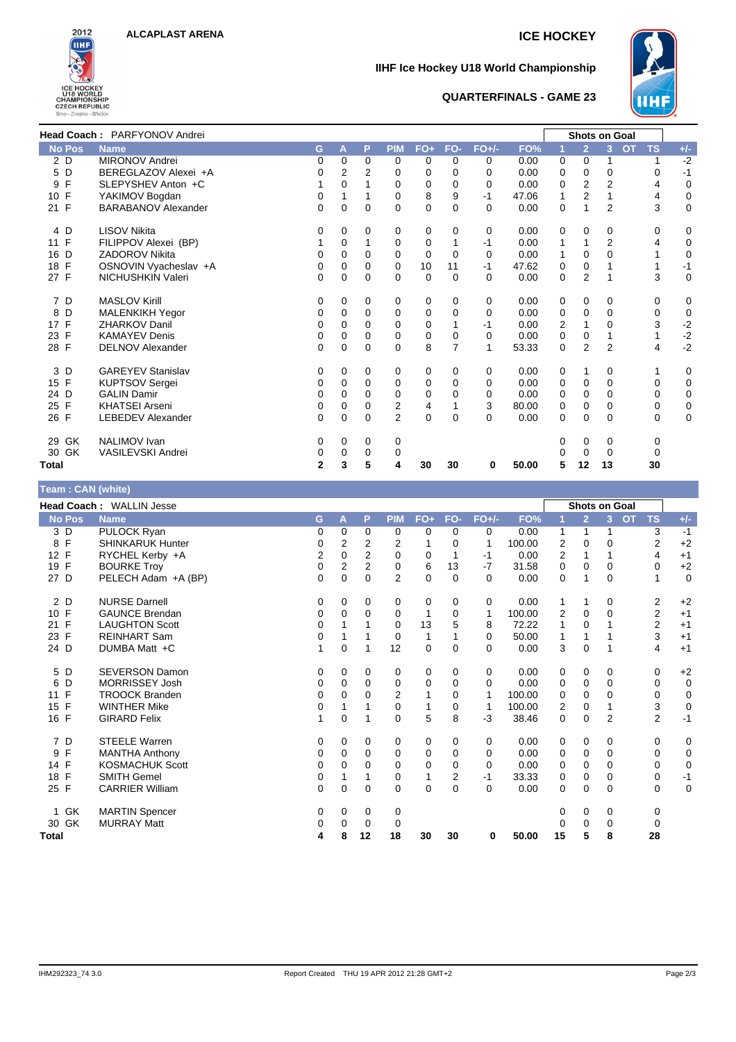**ALCAPLAST ARENA**

**ICE HOCKEY**

**IIHF Ice Hockey U18 World Championship**

**QUARTERFINALS - GAME 23**

**Head Coach : PARFYONOV Andrei**

| No | Pos | Name | G | A | P | PIM | FO+ | FO- | FO+/- | FO% | Shots on Goal 1 | 2 | 3 | OT | TS | +/- |
|---|---|---|---|---|---|---|---|---|---|---|---|---|---|---|---|---|
| 2 | D | MIRONOV Andrei | 0 | 0 | 0 | 0 | 0 | 0 | 0 | 0.00 | 0 | 0 | 1 | | 1 | -2 |
| 5 | D | BEREGLAZOV Alexei +A | 0 | 2 | 2 | 0 | 0 | 0 | 0 | 0.00 | 0 | 0 | 0 | | 0 | -1 |
| 9 | F | SLEPYSHEV Anton +C | 1 | 0 | 1 | 0 | 0 | 0 | 0 | 0.00 | 0 | 2 | 2 | | 4 | 0 |
| 10 | F | YAKIMOV Bogdan | 0 | 1 | 1 | 0 | 8 | 9 | -1 | 47.06 | 1 | 2 | 1 | | 4 | 0 |
| 21 | F | BARABANOV Alexander | 0 | 0 | 0 | 0 | 0 | 0 | 0 | 0.00 | 0 | 1 | 2 | | 3 | 0 |
| 4 | D | LISOV Nikita | 0 | 0 | 0 | 0 | 0 | 0 | 0 | 0.00 | 0 | 0 | 0 | | 0 | 0 |
| 11 | F | FILIPPOV Alexei (BP) | 1 | 0 | 1 | 0 | 0 | 1 | -1 | 0.00 | 1 | 1 | 2 | | 4 | 0 |
| 16 | D | ZADOROV Nikita | 0 | 0 | 0 | 0 | 0 | 0 | 0 | 0.00 | 1 | 0 | 0 | | 1 | 0 |
| 18 | F | OSNOVIN Vyacheslav +A | 0 | 0 | 0 | 0 | 10 | 11 | -1 | 47.62 | 0 | 0 | 1 | | 1 | -1 |
| 27 | F | NICHUSHKIN Valeri | 0 | 0 | 0 | 0 | 0 | 0 | 0 | 0.00 | 0 | 2 | 1 | | 3 | 0 |
| 7 | D | MASLOV Kirill | 0 | 0 | 0 | 0 | 0 | 0 | 0 | 0.00 | 0 | 0 | 0 | | 0 | 0 |
| 8 | D | MALENKIKH Yegor | 0 | 0 | 0 | 0 | 0 | 0 | 0 | 0.00 | 0 | 0 | 0 | | 0 | 0 |
| 17 | F | ZHARKOV Danil | 0 | 0 | 0 | 0 | 0 | 1 | -1 | 0.00 | 2 | 1 | 0 | | 3 | -2 |
| 23 | F | KAMAYEV Denis | 0 | 0 | 0 | 0 | 0 | 0 | 0 | 0.00 | 0 | 0 | 1 | | 1 | -2 |
| 28 | F | DELNOV Alexander | 0 | 0 | 0 | 0 | 8 | 7 | 1 | 53.33 | 0 | 2 | 2 | | 4 | -2 |
| 3 | D | GAREYEV Stanislav | 0 | 0 | 0 | 0 | 0 | 0 | 0 | 0.00 | 0 | 1 | 0 | | 1 | 0 |
| 15 | F | KUPTSOV Sergei | 0 | 0 | 0 | 0 | 0 | 0 | 0 | 0.00 | 0 | 0 | 0 | | 0 | 0 |
| 24 | D | GALIN Damir | 0 | 0 | 0 | 0 | 0 | 0 | 0 | 0.00 | 0 | 0 | 0 | | 0 | 0 |
| 25 | F | KHATSEI Arseni | 0 | 0 | 0 | 2 | 4 | 1 | 3 | 80.00 | 0 | 0 | 0 | | 0 | 0 |
| 26 | F | LEBEDEV Alexander | 0 | 0 | 0 | 2 | 0 | 0 | 0 | 0.00 | 0 | 0 | 0 | | 0 | 0 |
| 29 | GK | NALIMOV Ivan | 0 | 0 | 0 | 0 | | | | | 0 | 0 | 0 | | 0 | |
| 30 | GK | VASILEVSKI Andrei | 0 | 0 | 0 | 0 | | | | | 0 | 0 | 0 | | 0 | |
| **Total** | | | **2** | **3** | **5** | **4** | **30** | **30** | **0** | **50.00** | **5** | **12** | **13** | | **30** | |

**Team : CAN (white)**

**Head Coach : WALLIN Jesse**

| No | Pos | Name | G | A | P | PIM | FO+ | FO- | FO+/- | FO% | Shots on Goal 1 | 2 | 3 | OT | TS | +/- |
|---|---|---|---|---|---|---|---|---|---|---|---|---|---|---|---|---|
| 3 | D | PULOCK Ryan | 0 | 0 | 0 | 0 | 0 | 0 | 0 | 0.00 | 1 | 1 | 1 | | 3 | -1 |
| 8 | F | SHINKARUK Hunter | 0 | 2 | 2 | 2 | 1 | 0 | 1 | 100.00 | 2 | 0 | 0 | | 2 | +2 |
| 12 | F | RYCHEL Kerby +A | 2 | 0 | 2 | 0 | 0 | 1 | -1 | 0.00 | 2 | 1 | 1 | | 4 | +1 |
| 19 | F | BOURKE Troy | 0 | 2 | 2 | 0 | 6 | 13 | -7 | 31.58 | 0 | 0 | 0 | | 0 | +2 |
| 27 | D | PELECH Adam +A (BP) | 0 | 0 | 0 | 2 | 0 | 0 | 0 | 0.00 | 0 | 1 | 0 | | 1 | 0 |
| 2 | D | NURSE Darnell | 0 | 0 | 0 | 0 | 0 | 0 | 0 | 0.00 | 1 | 1 | 0 | | 2 | +2 |
| 10 | F | GAUNCE Brendan | 0 | 0 | 0 | 0 | 1 | 0 | 1 | 100.00 | 2 | 0 | 0 | | 2 | +1 |
| 21 | F | LAUGHTON Scott | 0 | 1 | 1 | 0 | 13 | 5 | 8 | 72.22 | 1 | 0 | 1 | | 2 | +1 |
| 23 | F | REINHART Sam | 0 | 1 | 1 | 0 | 1 | 1 | 0 | 50.00 | 1 | 1 | 1 | | 3 | +1 |
| 24 | D | DUMBA Matt +C | 1 | 0 | 1 | 12 | 0 | 0 | 0 | 0.00 | 3 | 0 | 1 | | 4 | +1 |
| 5 | D | SEVERSON Damon | 0 | 0 | 0 | 0 | 0 | 0 | 0 | 0.00 | 0 | 0 | 0 | | 0 | +2 |
| 6 | D | MORRISSEY Josh | 0 | 0 | 0 | 0 | 0 | 0 | 0 | 0.00 | 0 | 0 | 0 | | 0 | 0 |
| 11 | F | TROOCK Branden | 0 | 0 | 0 | 2 | 1 | 0 | 1 | 100.00 | 0 | 0 | 0 | | 0 | 0 |
| 15 | F | WINTHER Mike | 0 | 1 | 1 | 0 | 1 | 0 | 1 | 100.00 | 2 | 0 | 1 | | 3 | 0 |
| 16 | F | GIRARD Felix | 1 | 0 | 1 | 0 | 5 | 8 | -3 | 38.46 | 0 | 0 | 2 | | 2 | -1 |
| 7 | D | STEELE Warren | 0 | 0 | 0 | 0 | 0 | 0 | 0 | 0.00 | 0 | 0 | 0 | | 0 | 0 |
| 9 | F | MANTHA Anthony | 0 | 0 | 0 | 0 | 0 | 0 | 0 | 0.00 | 0 | 0 | 0 | | 0 | 0 |
| 14 | F | KOSMACHUK Scott | 0 | 0 | 0 | 0 | 0 | 0 | 0 | 0.00 | 0 | 0 | 0 | | 0 | 0 |
| 18 | F | SMITH Gemel | 0 | 1 | 1 | 0 | 1 | 2 | -1 | 33.33 | 0 | 0 | 0 | | 0 | -1 |
| 25 | F | CARRIER William | 0 | 0 | 0 | 0 | 0 | 0 | 0 | 0.00 | 0 | 0 | 0 | | 0 | 0 |
| 1 | GK | MARTIN Spencer | 0 | 0 | 0 | 0 | | | | | 0 | 0 | 0 | | 0 | |
| 30 | GK | MURRAY Matt | 0 | 0 | 0 | 0 | | | | | 0 | 0 | 0 | | 0 | |
| **Total** | | | **4** | **8** | **12** | **18** | **30** | **30** | **0** | **50.00** | **15** | **5** | **8** | | **28** | |

IHM292323_74 3.0 Report Created THU 19 APR 2012 21:28 GMT+2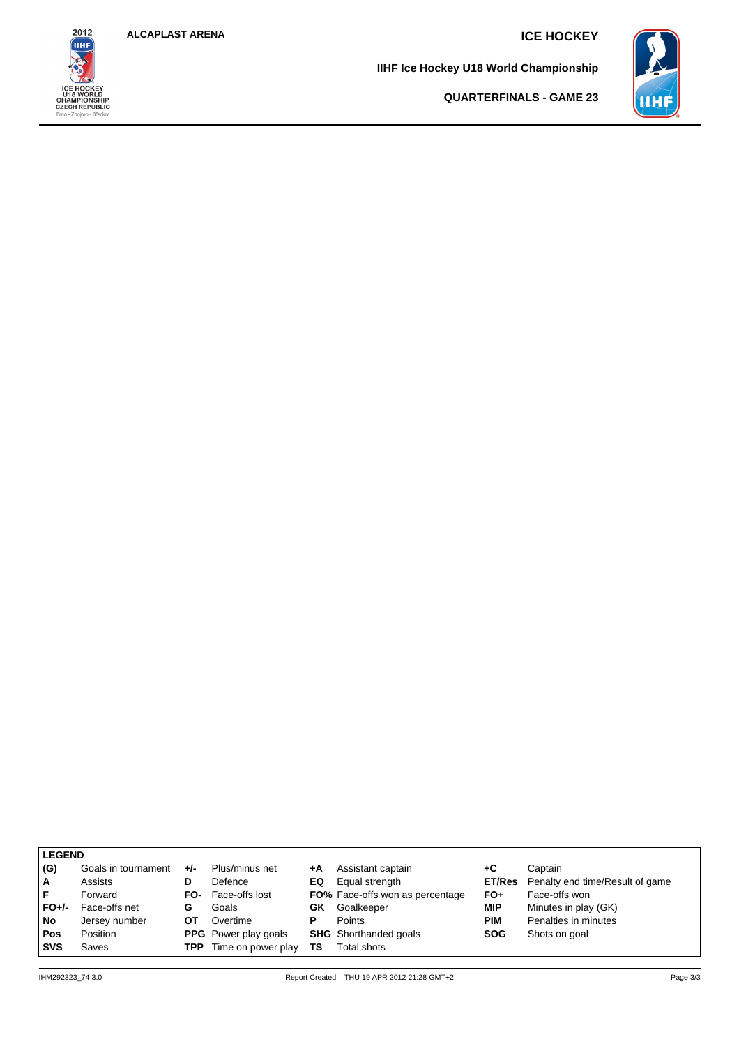| LEGEND | | | | | | | |
|---|---|---|---|---|---|---|---|
| (G) | Goals in tournament | +/- | Plus/minus net | +A | Assistant captain | +C | Captain |
| A | Assists | D | Defence | EQ | Equal strength | ET/Res | Penalty end time/Result of game |
| F | Forward | FO- | Face-offs lost | FO% | Face-offs won as percentage | FO+ | Face-offs won |
| FO+/- | Face-offs net | G | Goals | GK | Goalkeeper | MIP | Minutes in play (GK) |
| No | Jersey number | OT | Overtime | P | Points | PIM | Penalties in minutes |
| Pos | Position | PPG | Power play goals | SHG | Shorthanded goals | SOG | Shots on goal |
| SVS | Saves | TPP | Time on power play | TS | Total shots | | |

IHM292323_74 3.0 Report Created THU 19 APR 2012 21:28 GMT+2